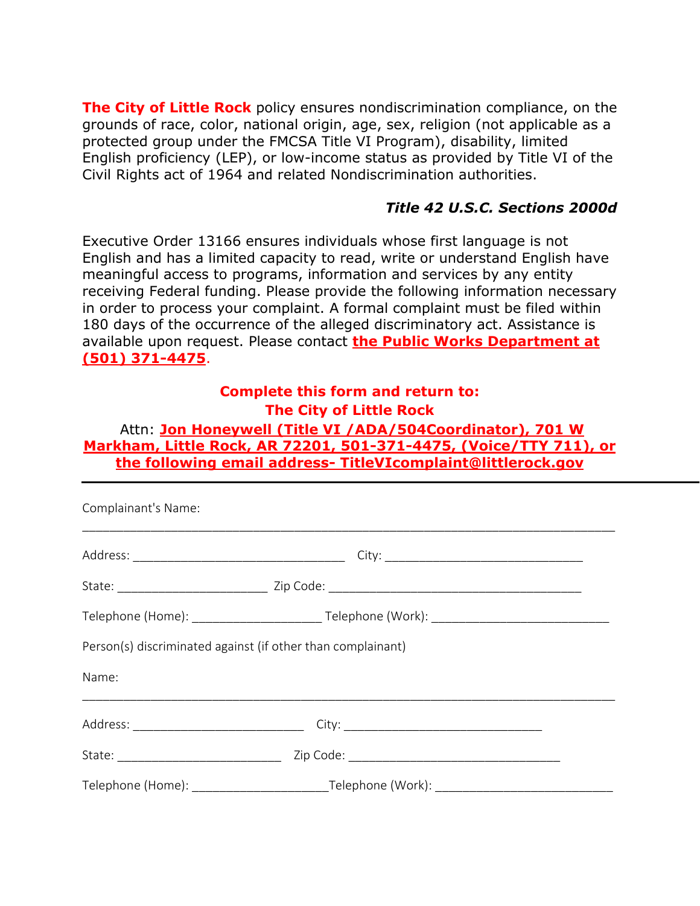**The City of Little Rock** policy ensures nondiscrimination compliance, on the grounds of race, color, national origin, age, sex, religion (not applicable as a protected group under the FMCSA Title VI Program), disability, limited English proficiency (LEP), or low-income status as provided by Title VI of the Civil Rights act of 1964 and related Nondiscrimination authorities.

***Title 42 U.S.C. Sections 2000d***

Executive Order 13166 ensures individuals whose first language is not English and has a limited capacity to read, write or understand English have meaningful access to programs, information and services by any entity receiving Federal funding. Please provide the following information necessary in order to process your complaint. A formal complaint must be filed within 180 days of the occurrence of the alleged discriminatory act. Assistance is available upon request. Please contact **the Public Works Department at (501) 371-4475**.

**Complete this form and return to:**
**The City of Little Rock**
Attn: **Jon Honeywell (Title VI /ADA/504Coordinator), 701 W Markham, Little Rock, AR 72201, 501-371-4475, (Voice/TTY 711), or the following email address- TitleVIcomplaint@littlerock.gov**

---

Complainant's Name:

______________________________________________________________________________

Address: ________________________________ City: ______________________________

State: ______________________ Zip Code: ______________________________________

Telephone (Home): ___________________ Telephone (Work): _________________________

Person(s) discriminated against (if other than complainant)

Name:

______________________________________________________________________________

Address: _________________________ City: ______________________________

State: ________________________ Zip Code: ________________________________

Telephone (Home): ____________________Telephone (Work): __________________________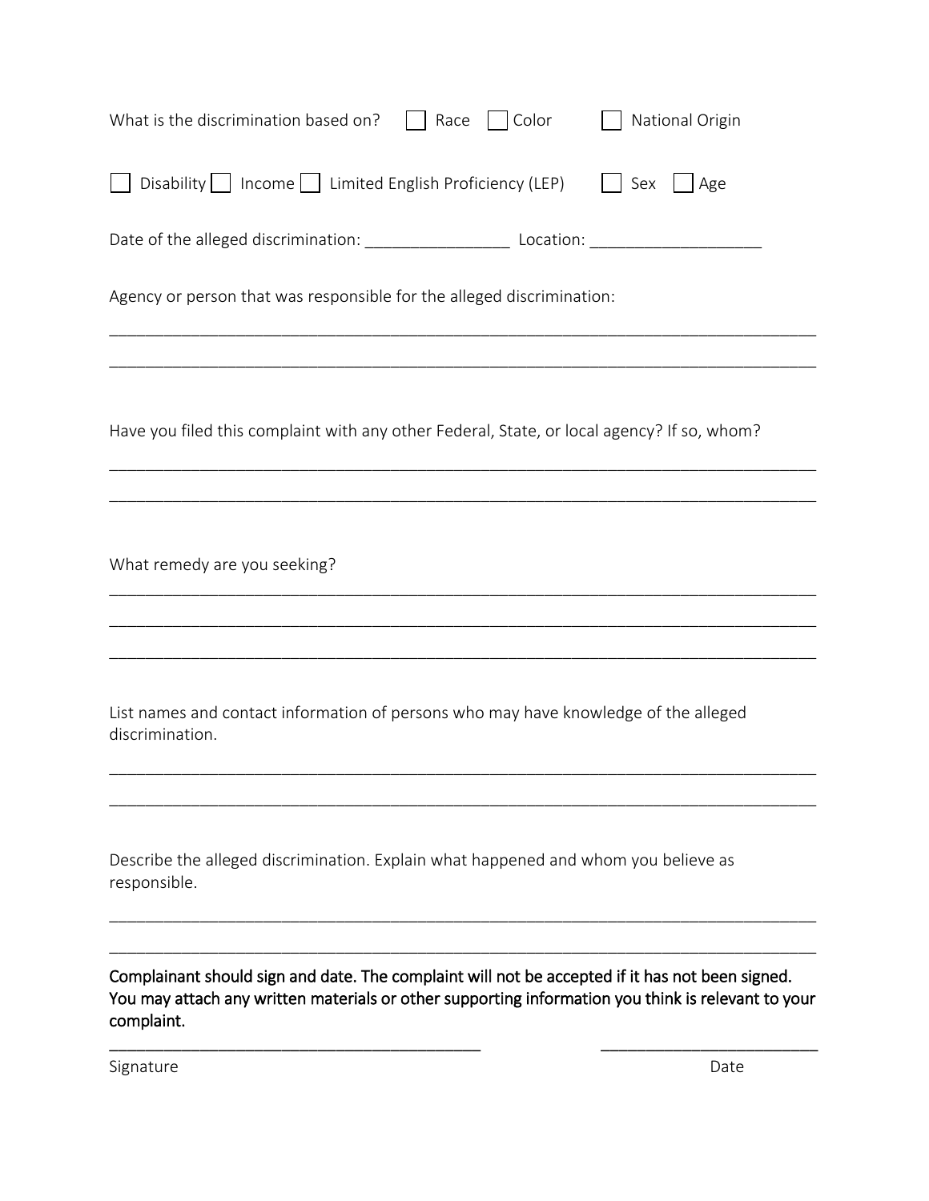What is the discrimination based on? ☐ Race ☐ Color ☐ National Origin

☐ Disability ☐ Income ☐ Limited English Proficiency (LEP) ☐ Sex ☐ Age

Date of the alleged discrimination: ________________ Location: ___________________

Agency or person that was responsible for the alleged discrimination:

_______________________________________________________________________________

_______________________________________________________________________________

Have you filed this complaint with any other Federal, State, or local agency? If so, whom?

_______________________________________________________________________________

_______________________________________________________________________________

What remedy are you seeking?

_______________________________________________________________________________

_______________________________________________________________________________

_______________________________________________________________________________

List names and contact information of persons who may have knowledge of the alleged discrimination.

_______________________________________________________________________________

_______________________________________________________________________________

Describe the alleged discrimination. Explain what happened and whom you believe as responsible.

_______________________________________________________________________________

_______________________________________________________________________________

**Complainant should sign and date. The complaint will not be accepted if it has not been signed. You may attach any written materials or other supporting information you think is relevant to your complaint.**

__________________________________________ _________________________

Signature Date